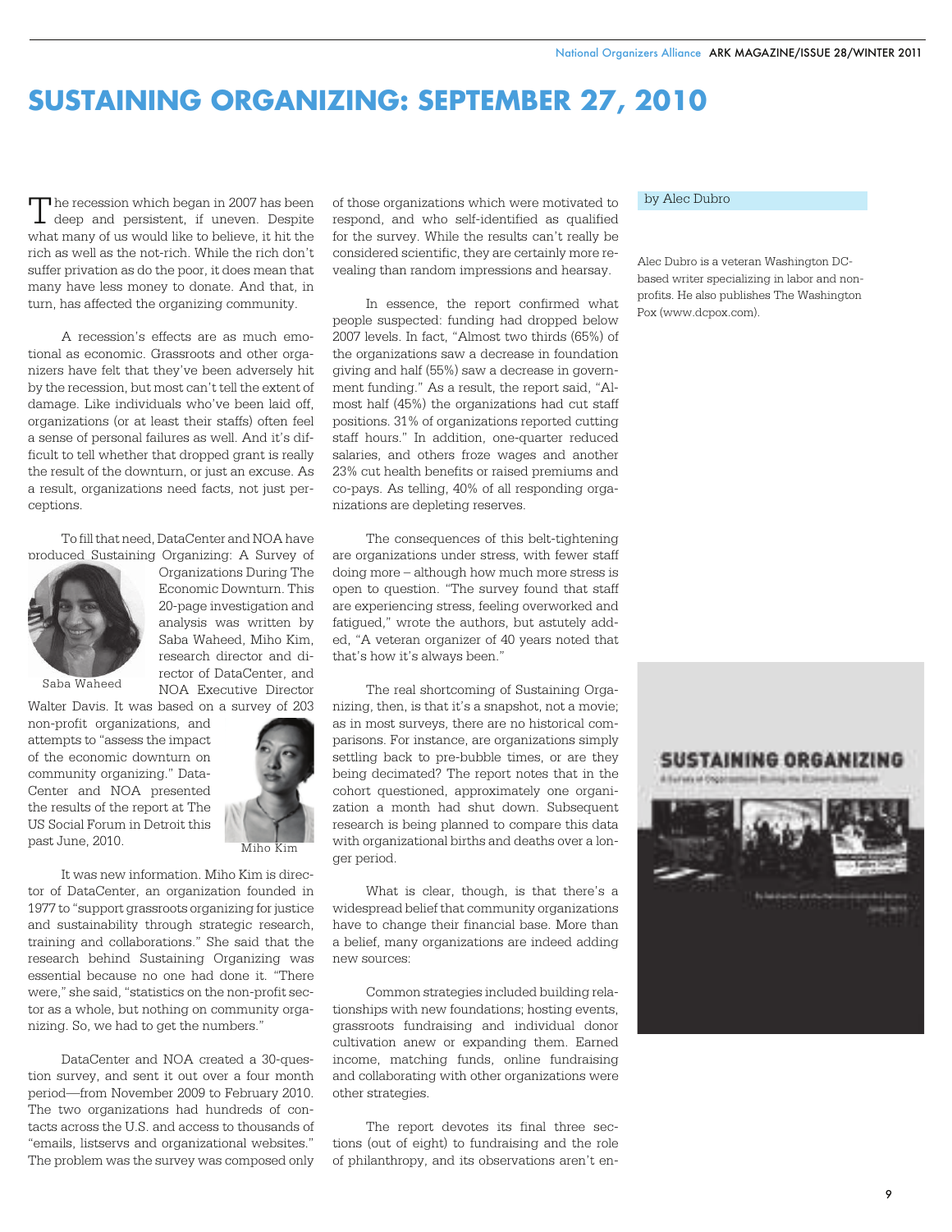# SUSTAINING ORGANIZING: SEPTEMBER 27, 2010

by Alec Dubro

Alec Dubro is a veteran Washington DC-based writer specializing in labor and non-profits. He also publishes The Washington Pox (www.dcpox.com).

The recession which began in 2007 has been deep and persistent, if uneven. Despite what many of us would like to believe, it hit the rich as well as the not-rich. While the rich don't suffer privation as do the poor, it does mean that many have less money to donate. And that, in turn, has affected the organizing community.

A recession's effects are as much emotional as economic. Grassroots and other organizers have felt that they've been adversely hit by the recession, but most can't tell the extent of damage. Like individuals who've been laid off, organizations (or at least their staffs) often feel a sense of personal failures as well. And it's difficult to tell whether that dropped grant is really the result of the downturn, or just an excuse. As a result, organizations need facts, not just perceptions.

To fill that need, DataCenter and NOA have produced Sustaining Organizing: A Survey of Organizations During The Economic Downturn. This 20-page investigation and analysis was written by Saba Waheed, Miho Kim, research director and director of DataCenter, and NOA Executive Director Walter Davis. It was based on a survey of 203 non-profit organizations, and attempts to "assess the impact of the economic downturn on community organizing." DataCenter and NOA presented the results of the report at The US Social Forum in Detroit this past June, 2010.

Saba Waheed

Miho Kim

It was new information. Miho Kim is director of DataCenter, an organization founded in 1977 to "support grassroots organizing for justice and sustainability through strategic research, training and collaborations." She said that the research behind Sustaining Organizing was essential because no one had done it. "There were," she said, "statistics on the non-profit sector as a whole, but nothing on community organizing. So, we had to get the numbers."

DataCenter and NOA created a 30-question survey, and sent it out over a four month period—from November 2009 to February 2010. The two organizations had hundreds of contacts across the U.S. and access to thousands of "emails, listservs and organizational websites." The problem was the survey was composed only of those organizations which were motivated to respond, and who self-identified as qualified for the survey. While the results can't really be considered scientific, they are certainly more revealing than random impressions and hearsay.

In essence, the report confirmed what people suspected: funding had dropped below 2007 levels. In fact, "Almost two thirds (65%) of the organizations saw a decrease in foundation giving and half (55%) saw a decrease in government funding." As a result, the report said, "Almost half (45%) the organizations had cut staff positions. 31% of organizations reported cutting staff hours." In addition, one-quarter reduced salaries, and others froze wages and another 23% cut health benefits or raised premiums and co-pays. As telling, 40% of all responding organizations are depleting reserves.

The consequences of this belt-tightening are organizations under stress, with fewer staff doing more – although how much more stress is open to question. "The survey found that staff are experiencing stress, feeling overworked and fatigued," wrote the authors, but astutely added, "A veteran organizer of 40 years noted that that's how it's always been."

The real shortcoming of Sustaining Organizing, then, is that it's a snapshot, not a movie; as in most surveys, there are no historical comparisons. For instance, are organizations simply settling back to pre-bubble times, or are they being decimated? The report notes that in the cohort questioned, approximately one organization a month had shut down. Subsequent research is being planned to compare this data with organizational births and deaths over a longer period.

What is clear, though, is that there's a widespread belief that community organizations have to change their financial base. More than a belief, many organizations are indeed adding new sources:

Common strategies included building relationships with new foundations; hosting events, grassroots fundraising and individual donor cultivation anew or expanding them. Earned income, matching funds, online fundraising and collaborating with other organizations were other strategies.

The report devotes its final three sections (out of eight) to fundraising and the role of philanthropy, and its observations aren't en-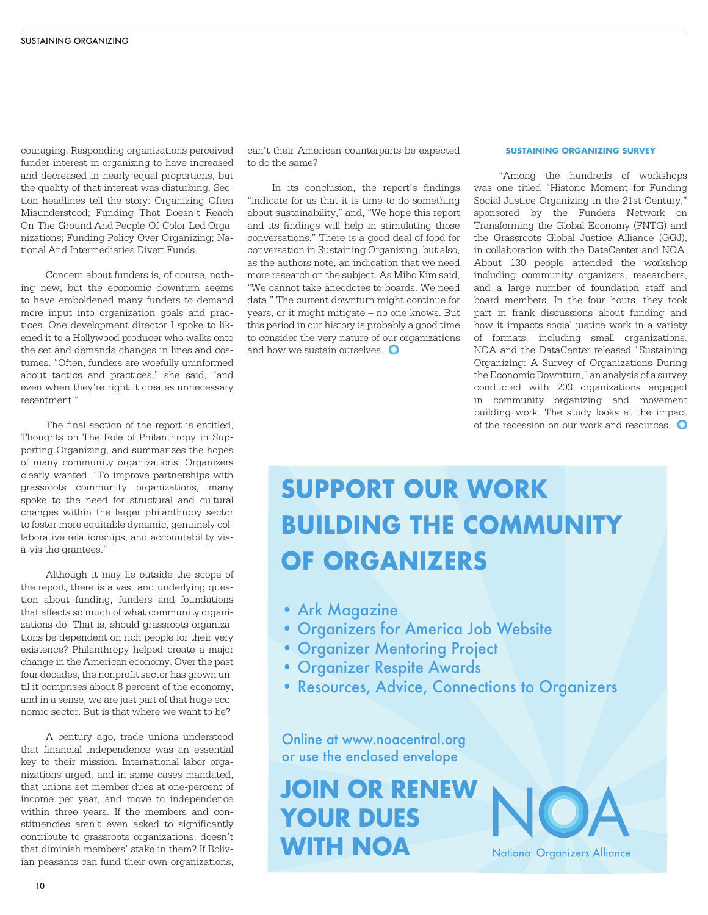couraging. Responding organizations perceived funder interest in organizing to have increased and decreased in nearly equal proportions, but the quality of that interest was disturbing. Section headlines tell the story: Organizing Often Misunderstood; Funding That Doesn't Reach On-The-Ground And People-Of-Color-Led Organizations; Funding Policy Over Organizing; National And Intermediaries Divert Funds.

Concern about funders is, of course, nothing new, but the economic downturn seems to have emboldened many funders to demand more input into organization goals and practices. One development director I spoke to likened it to a Hollywood producer who walks onto the set and demands changes in lines and costumes. "Often, funders are woefully uninformed about tactics and practices," she said, "and even when they're right it creates unnecessary resentment."

The final section of the report is entitled, Thoughts on The Role of Philanthropy in Supporting Organizing, and summarizes the hopes of many community organizations. Organizers clearly wanted, "To improve partnerships with grassroots community organizations, many spoke to the need for structural and cultural changes within the larger philanthropy sector to foster more equitable dynamic, genuinely collaborative relationships, and accountability vis-à-vis the grantees."

Although it may lie outside the scope of the report, there is a vast and underlying question about funding, funders and foundations that affects so much of what community organizations do. That is, should grassroots organizations be dependent on rich people for their very existence? Philanthropy helped create a major change in the American economy. Over the past four decades, the nonprofit sector has grown until it comprises about 8 percent of the economy, and in a sense, we are just part of that huge economic sector. But is that where we want to be?

A century ago, trade unions understood that financial independence was an essential key to their mission. International labor organizations urged, and in some cases mandated, that unions set member dues at one-percent of income per year, and move to independence within three years. If the members and constituencies aren't even asked to significantly contribute to grassroots organizations, doesn't that diminish members' stake in them? If Bolivian peasants can fund their own organizations, can't their American counterparts be expected to do the same?

In its conclusion, the report's findings "indicate for us that it is time to do something about sustainability," and, "We hope this report and its findings will help in stimulating those conversations." There is a good deal of food for conversation in Sustaining Organizing, but also, as the authors note, an indication that we need more research on the subject. As Miho Kim said, "We cannot take anecdotes to boards. We need data." The current downturn might continue for years, or it might mitigate – no one knows. But this period in our history is probably a good time to consider the very nature of our organizations and how we sustain ourselves.

### SUSTAINING ORGANIZING SURVEY

"Among the hundreds of workshops was one titled "Historic Moment for Funding Social Justice Organizing in the 21st Century," sponsored by the Funders Network on Transforming the Global Economy (FNTG) and the Grassroots Global Justice Alliance (GGJ), in collaboration with the DataCenter and NOA. About 130 people attended the workshop including community organizers, researchers, and a large number of foundation staff and board members. In the four hours, they took part in frank discussions about funding and how it impacts social justice work in a variety of formats, including small organizations. NOA and the DataCenter released "Sustaining Organizing: A Survey of Organizations During the Economic Downturn," an analysis of a survey conducted with 203 organizations engaged in community organizing and movement building work. The study looks at the impact of the recession on our work and resources.

## SUPPORT OUR WORK BUILDING THE COMMUNITY OF ORGANIZERS

- Ark Magazine
- Organizers for America Job Website
- Organizer Mentoring Project
- Organizer Respite Awards
- Resources, Advice, Connections to Organizers

Online at www.noacentral.org or use the enclosed envelope

## JOIN OR RENEW YOUR DUES WITH NOA

NOA
National Organizers Alliance